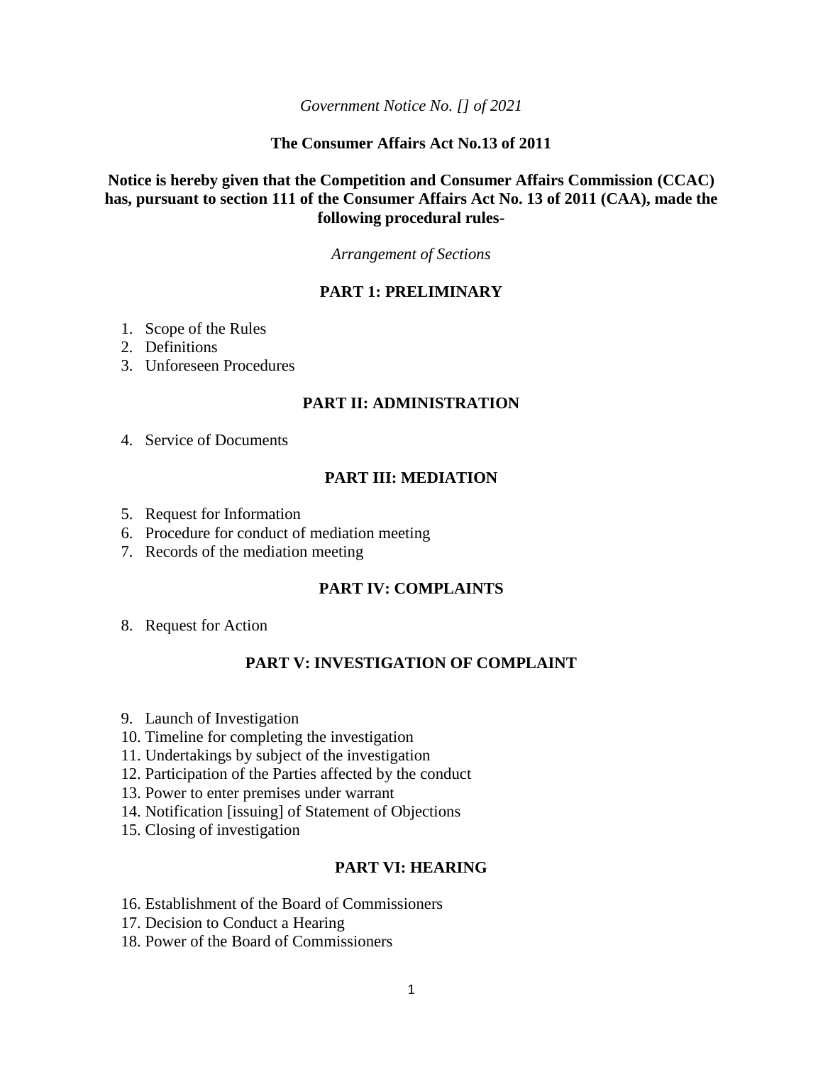*Government Notice No. [] of 2021*

**The Consumer Affairs Act No.13 of 2011**

**Notice is hereby given that the Competition and Consumer Affairs Commission (CCAC) has, pursuant to section 111 of the Consumer Affairs Act No. 13 of 2011 (CAA), made the following procedural rules-**

*Arrangement of Sections*

## PART 1: PRELIMINARY

1. Scope of the Rules
2. Definitions
3. Unforeseen Procedures

## PART II: ADMINISTRATION

4. Service of Documents

## PART III: MEDIATION

5. Request for Information
6. Procedure for conduct of mediation meeting
7. Records of the mediation meeting

## PART IV: COMPLAINTS

8. Request for Action

## PART V: INVESTIGATION OF COMPLAINT

9. Launch of Investigation
10. Timeline for completing the investigation
11. Undertakings by subject of the investigation
12. Participation of the Parties affected by the conduct
13. Power to enter premises under warrant
14. Notification [issuing] of Statement of Objections
15. Closing of investigation

## PART VI: HEARING

16. Establishment of the Board of Commissioners
17. Decision to Conduct a Hearing
18. Power of the Board of Commissioners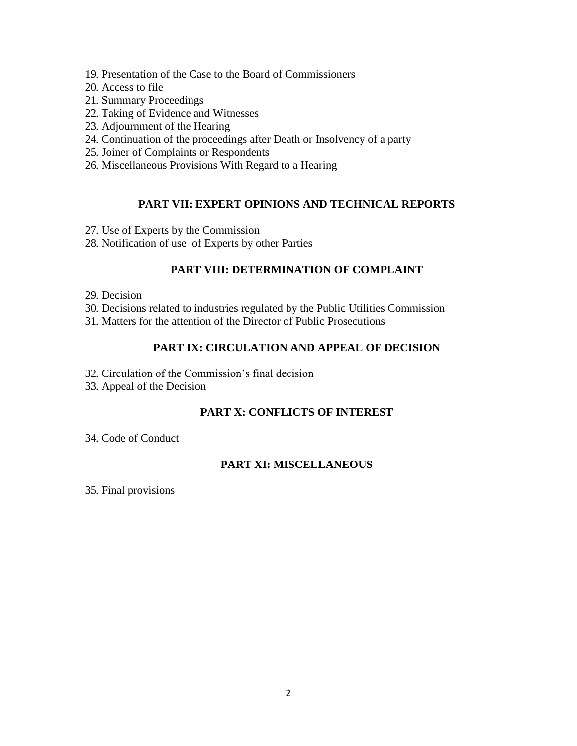19. Presentation of the Case to the Board of Commissioners
20. Access to file
21. Summary Proceedings
22. Taking of Evidence and Witnesses
23. Adjournment of the Hearing
24. Continuation of the proceedings after Death or Insolvency of a party
25. Joiner of Complaints or Respondents
26. Miscellaneous Provisions With Regard to a Hearing

## PART VII: EXPERT OPINIONS AND TECHNICAL REPORTS

27. Use of Experts by the Commission
28. Notification of use of Experts by other Parties

## PART VIII: DETERMINATION OF COMPLAINT

29. Decision
30. Decisions related to industries regulated by the Public Utilities Commission
31. Matters for the attention of the Director of Public Prosecutions

## PART IX: CIRCULATION AND APPEAL OF DECISION

32. Circulation of the Commission's final decision
33. Appeal of the Decision

## PART X: CONFLICTS OF INTEREST

34. Code of Conduct

## PART XI: MISCELLANEOUS

35. Final provisions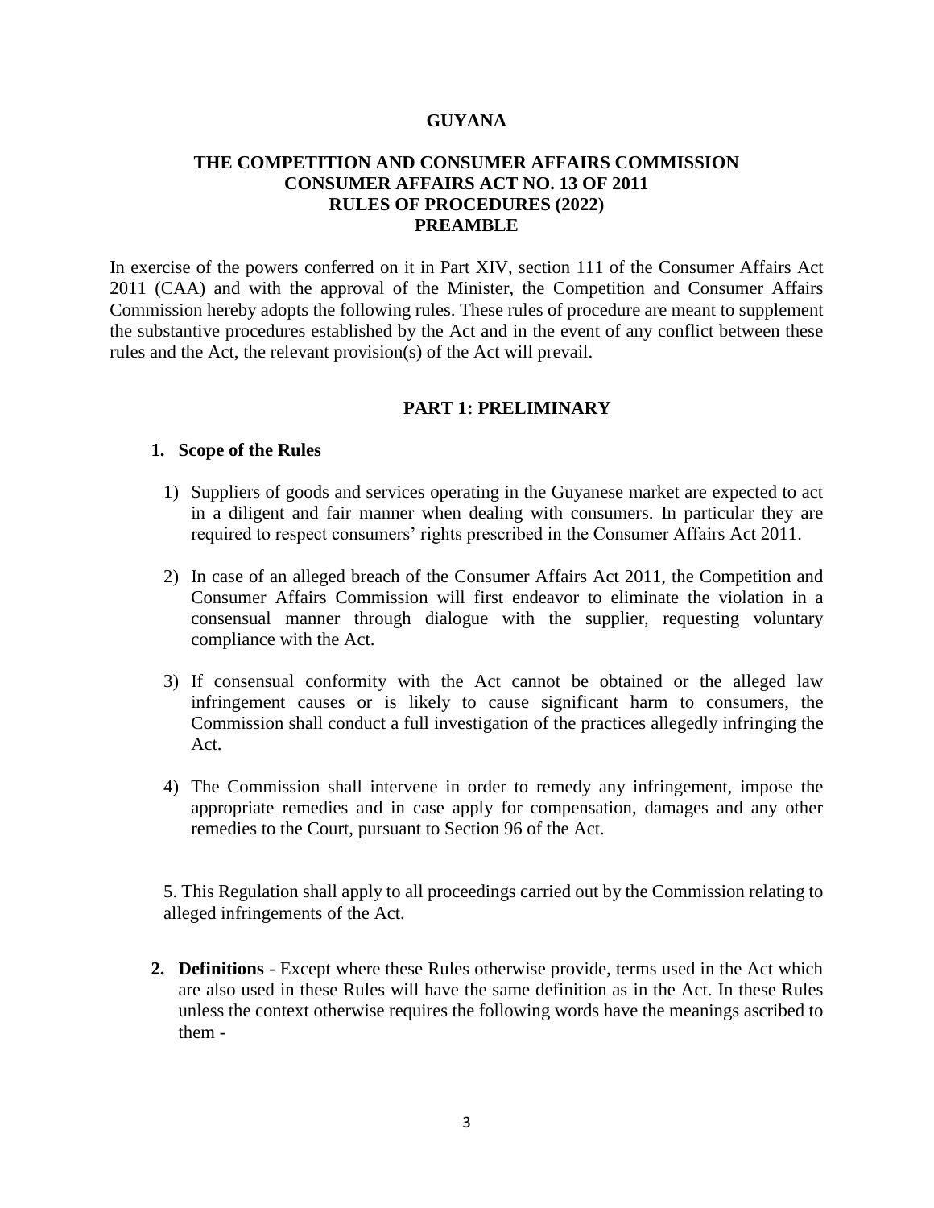**GUYANA**

**THE COMPETITION AND CONSUMER AFFAIRS COMMISSION**
**CONSUMER AFFAIRS ACT NO. 13 OF 2011**
**RULES OF PROCEDURES (2022)**
**PREAMBLE**

In exercise of the powers conferred on it in Part XIV, section 111 of the Consumer Affairs Act 2011 (CAA) and with the approval of the Minister, the Competition and Consumer Affairs Commission hereby adopts the following rules. These rules of procedure are meant to supplement the substantive procedures established by the Act and in the event of any conflict between these rules and the Act, the relevant provision(s) of the Act will prevail.

## PART 1: PRELIMINARY

### 1. Scope of the Rules

1) Suppliers of goods and services operating in the Guyanese market are expected to act in a diligent and fair manner when dealing with consumers. In particular they are required to respect consumers' rights prescribed in the Consumer Affairs Act 2011.

2) In case of an alleged breach of the Consumer Affairs Act 2011, the Competition and Consumer Affairs Commission will first endeavor to eliminate the violation in a consensual manner through dialogue with the supplier, requesting voluntary compliance with the Act.

3) If consensual conformity with the Act cannot be obtained or the alleged law infringement causes or is likely to cause significant harm to consumers, the Commission shall conduct a full investigation of the practices allegedly infringing the Act.

4) The Commission shall intervene in order to remedy any infringement, impose the appropriate remedies and in case apply for compensation, damages and any other remedies to the Court, pursuant to Section 96 of the Act.

5. This Regulation shall apply to all proceedings carried out by the Commission relating to alleged infringements of the Act.

**2. Definitions** - Except where these Rules otherwise provide, terms used in the Act which are also used in these Rules will have the same definition as in the Act. In these Rules unless the context otherwise requires the following words have the meanings ascribed to them -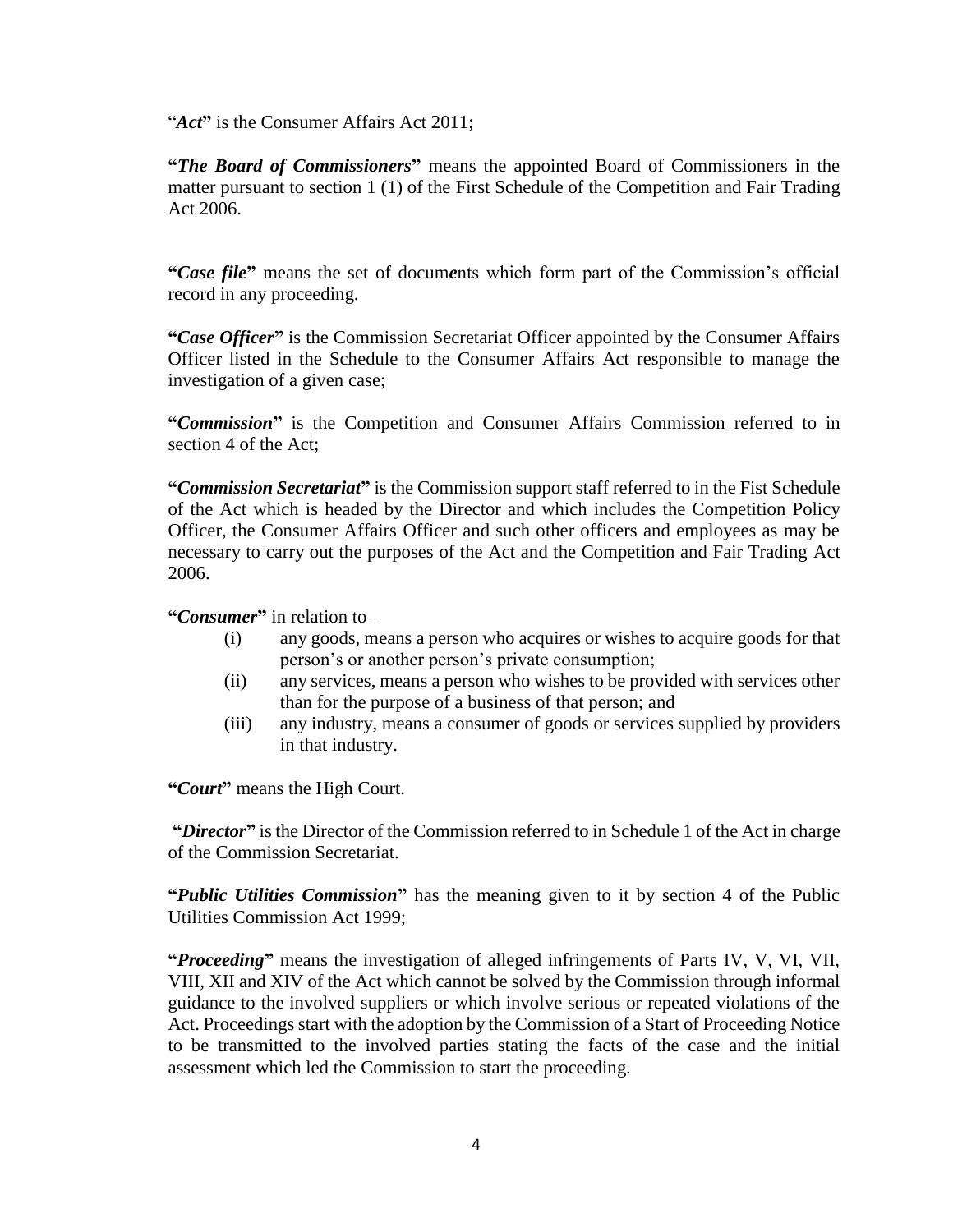"***Act***" is the Consumer Affairs Act 2011;

"***The Board of Commissioners***" means the appointed Board of Commissioners in the matter pursuant to section 1 (1) of the First Schedule of the Competition and Fair Trading Act 2006.

"***Case file***" means the set of documents which form part of the Commission's official record in any proceeding.

"***Case Officer***" is the Commission Secretariat Officer appointed by the Consumer Affairs Officer listed in the Schedule to the Consumer Affairs Act responsible to manage the investigation of a given case;

"***Commission***" is the Competition and Consumer Affairs Commission referred to in section 4 of the Act;

"***Commission Secretariat***" is the Commission support staff referred to in the Fist Schedule of the Act which is headed by the Director and which includes the Competition Policy Officer, the Consumer Affairs Officer and such other officers and employees as may be necessary to carry out the purposes of the Act and the Competition and Fair Trading Act 2006.

"***Consumer***" in relation to –

- (i) any goods, means a person who acquires or wishes to acquire goods for that person's or another person's private consumption;
- (ii) any services, means a person who wishes to be provided with services other than for the purpose of a business of that person; and
- (iii) any industry, means a consumer of goods or services supplied by providers in that industry.

"***Court***" means the High Court.

"***Director***" is the Director of the Commission referred to in Schedule 1 of the Act in charge of the Commission Secretariat.

"***Public Utilities Commission***" has the meaning given to it by section 4 of the Public Utilities Commission Act 1999;

"***Proceeding***" means the investigation of alleged infringements of Parts IV, V, VI, VII, VIII, XII and XIV of the Act which cannot be solved by the Commission through informal guidance to the involved suppliers or which involve serious or repeated violations of the Act. Proceedings start with the adoption by the Commission of a Start of Proceeding Notice to be transmitted to the involved parties stating the facts of the case and the initial assessment which led the Commission to start the proceeding.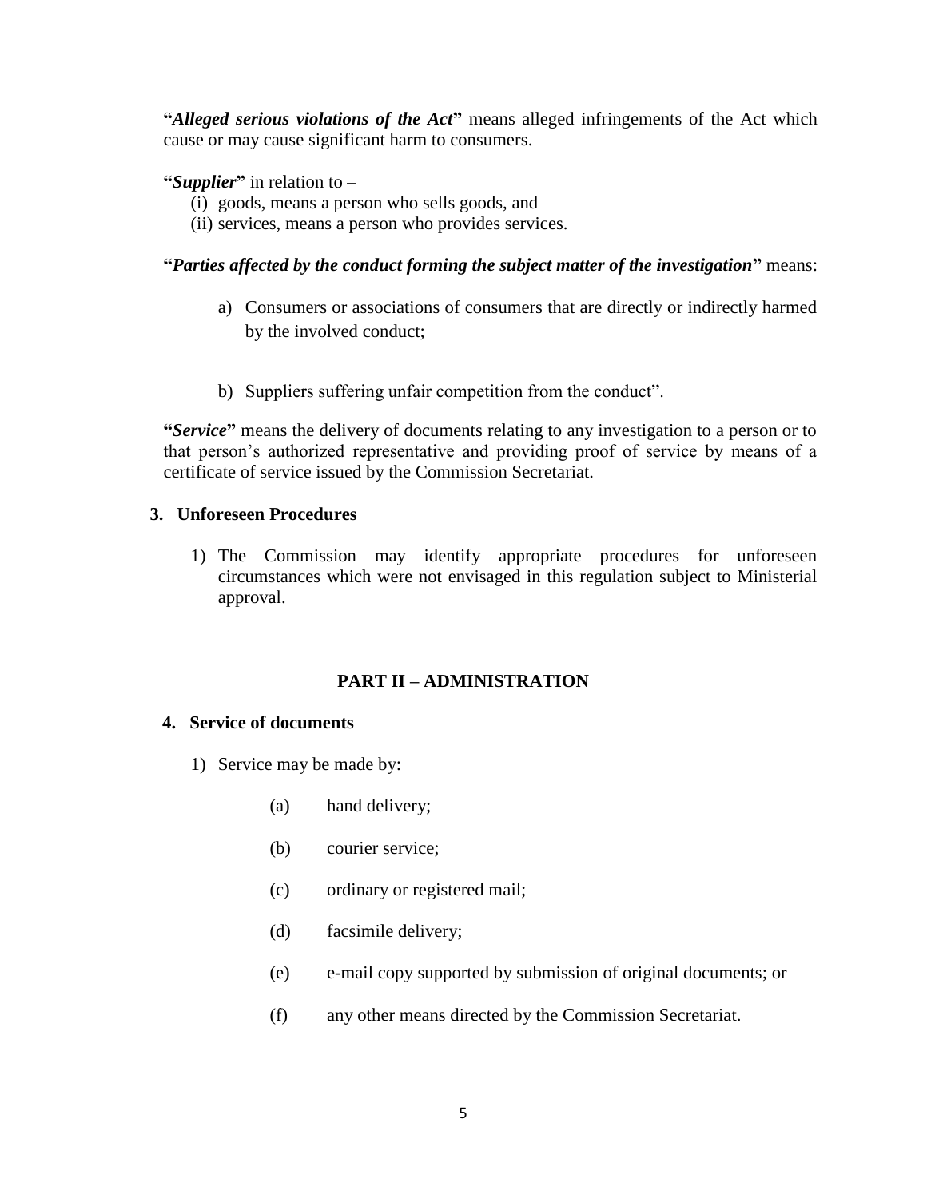"***Alleged serious violations of the Act***" means alleged infringements of the Act which cause or may cause significant harm to consumers.

"***Supplier***" in relation to –

(i) goods, means a person who sells goods, and
(ii) services, means a person who provides services.

"***Parties affected by the conduct forming the subject matter of the investigation***" means:

a) Consumers or associations of consumers that are directly or indirectly harmed by the involved conduct;

b) Suppliers suffering unfair competition from the conduct".

"***Service***" means the delivery of documents relating to any investigation to a person or to that person's authorized representative and providing proof of service by means of a certificate of service issued by the Commission Secretariat.

### 3. Unforeseen Procedures

1) The Commission may identify appropriate procedures for unforeseen circumstances which were not envisaged in this regulation subject to Ministerial approval.

## PART II – ADMINISTRATION

### 4. Service of documents

1) Service may be made by:

(a) hand delivery;

(b) courier service;

(c) ordinary or registered mail;

(d) facsimile delivery;

(e) e-mail copy supported by submission of original documents; or

(f) any other means directed by the Commission Secretariat.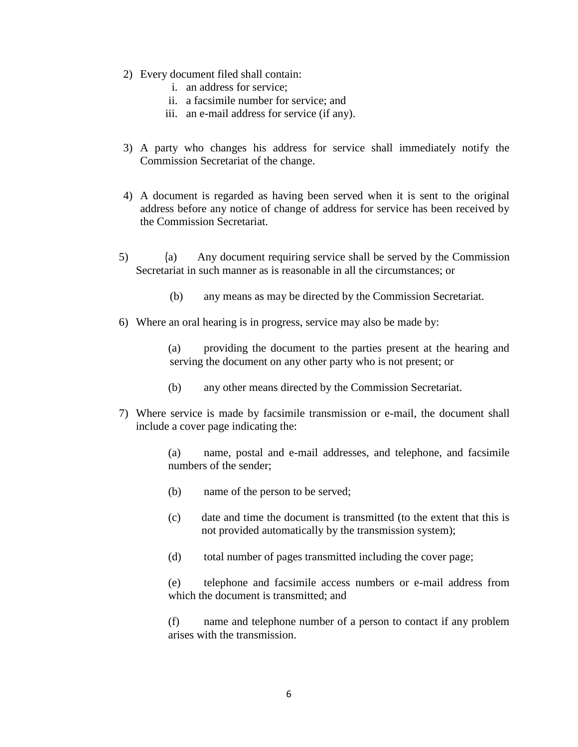2) Every document filed shall contain:
   i. an address for service;
   ii. a facsimile number for service; and
   iii. an e-mail address for service (if any).

3) A party who changes his address for service shall immediately notify the Commission Secretariat of the change.

4) A document is regarded as having been served when it is sent to the original address before any notice of change of address for service has been received by the Commission Secretariat.

5) (a) Any document requiring service shall be served by the Commission Secretariat in such manner as is reasonable in all the circumstances; or

   (b) any means as may be directed by the Commission Secretariat.

6) Where an oral hearing is in progress, service may also be made by:

   (a) providing the document to the parties present at the hearing and serving the document on any other party who is not present; or

   (b) any other means directed by the Commission Secretariat.

7) Where service is made by facsimile transmission or e-mail, the document shall include a cover page indicating the:

   (a) name, postal and e-mail addresses, and telephone, and facsimile numbers of the sender;

   (b) name of the person to be served;

   (c) date and time the document is transmitted (to the extent that this is not provided automatically by the transmission system);

   (d) total number of pages transmitted including the cover page;

   (e) telephone and facsimile access numbers or e-mail address from which the document is transmitted; and

   (f) name and telephone number of a person to contact if any problem arises with the transmission.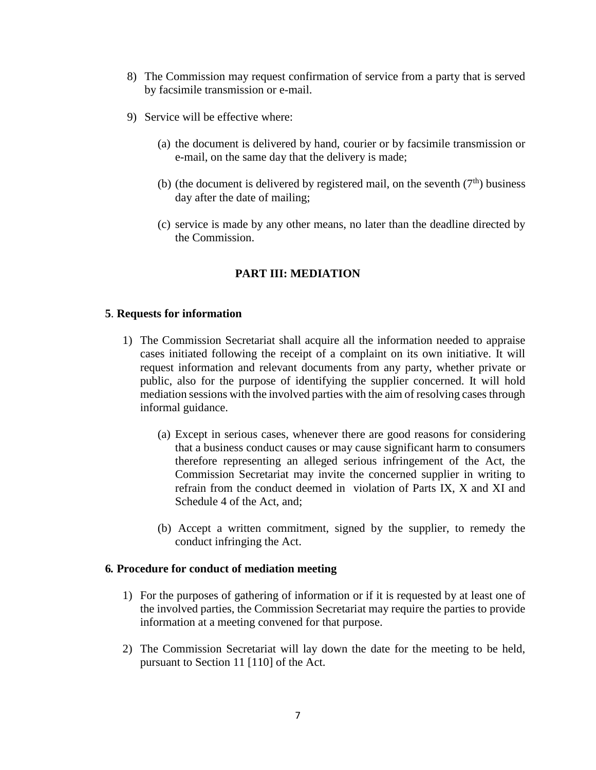8) The Commission may request confirmation of service from a party that is served by facsimile transmission or e-mail.

9) Service will be effective where:

   (a) the document is delivered by hand, courier or by facsimile transmission or e-mail, on the same day that the delivery is made;

   (b) (the document is delivered by registered mail, on the seventh (7th) business day after the date of mailing;

   (c) service is made by any other means, no later than the deadline directed by the Commission.

## PART III: MEDIATION

### 5. Requests for information

1) The Commission Secretariat shall acquire all the information needed to appraise cases initiated following the receipt of a complaint on its own initiative. It will request information and relevant documents from any party, whether private or public, also for the purpose of identifying the supplier concerned. It will hold mediation sessions with the involved parties with the aim of resolving cases through informal guidance.

   (a) Except in serious cases, whenever there are good reasons for considering that a business conduct causes or may cause significant harm to consumers therefore representing an alleged serious infringement of the Act, the Commission Secretariat may invite the concerned supplier in writing to refrain from the conduct deemed in violation of Parts IX, X and XI and Schedule 4 of the Act, and;

   (b) Accept a written commitment, signed by the supplier, to remedy the conduct infringing the Act.

### 6. Procedure for conduct of mediation meeting

1) For the purposes of gathering of information or if it is requested by at least one of the involved parties, the Commission Secretariat may require the parties to provide information at a meeting convened for that purpose.

2) The Commission Secretariat will lay down the date for the meeting to be held, pursuant to Section 11 [110] of the Act.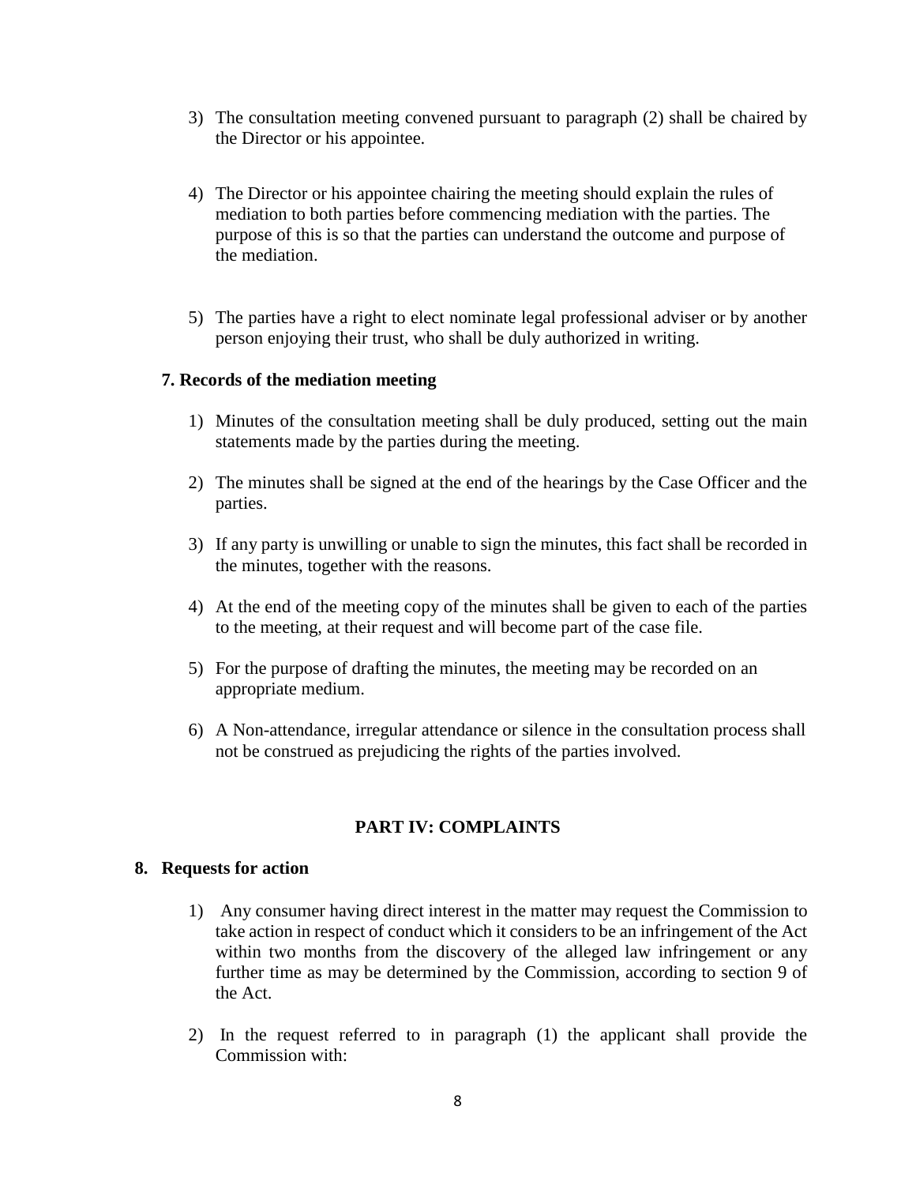3) The consultation meeting convened pursuant to paragraph (2) shall be chaired by the Director or his appointee.

4) The Director or his appointee chairing the meeting should explain the rules of mediation to both parties before commencing mediation with the parties. The purpose of this is so that the parties can understand the outcome and purpose of the mediation.

5) The parties have a right to elect nominate legal professional adviser or by another person enjoying their trust, who shall be duly authorized in writing.

**7. Records of the mediation meeting**

1) Minutes of the consultation meeting shall be duly produced, setting out the main statements made by the parties during the meeting.

2) The minutes shall be signed at the end of the hearings by the Case Officer and the parties.

3) If any party is unwilling or unable to sign the minutes, this fact shall be recorded in the minutes, together with the reasons.

4) At the end of the meeting copy of the minutes shall be given to each of the parties to the meeting, at their request and will become part of the case file.

5) For the purpose of drafting the minutes, the meeting may be recorded on an appropriate medium.

6) A Non-attendance, irregular attendance or silence in the consultation process shall not be construed as prejudicing the rights of the parties involved.

## PART IV: COMPLAINTS

**8. Requests for action**

1) Any consumer having direct interest in the matter may request the Commission to take action in respect of conduct which it considers to be an infringement of the Act within two months from the discovery of the alleged law infringement or any further time as may be determined by the Commission, according to section 9 of the Act.

2) In the request referred to in paragraph (1) the applicant shall provide the Commission with: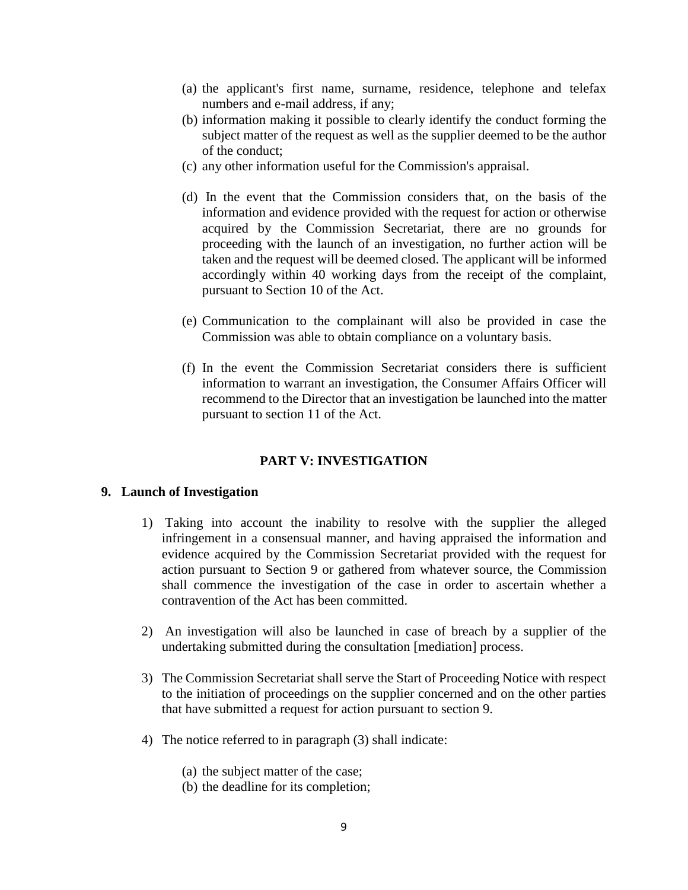(a) the applicant's first name, surname, residence, telephone and telefax numbers and e-mail address, if any;

(b) information making it possible to clearly identify the conduct forming the subject matter of the request as well as the supplier deemed to be the author of the conduct;

(c) any other information useful for the Commission's appraisal.

(d) In the event that the Commission considers that, on the basis of the information and evidence provided with the request for action or otherwise acquired by the Commission Secretariat, there are no grounds for proceeding with the launch of an investigation, no further action will be taken and the request will be deemed closed. The applicant will be informed accordingly within 40 working days from the receipt of the complaint, pursuant to Section 10 of the Act.

(e) Communication to the complainant will also be provided in case the Commission was able to obtain compliance on a voluntary basis.

(f) In the event the Commission Secretariat considers there is sufficient information to warrant an investigation, the Consumer Affairs Officer will recommend to the Director that an investigation be launched into the matter pursuant to section 11 of the Act.

## PART V: INVESTIGATION

### 9. Launch of Investigation

1) Taking into account the inability to resolve with the supplier the alleged infringement in a consensual manner, and having appraised the information and evidence acquired by the Commission Secretariat provided with the request for action pursuant to Section 9 or gathered from whatever source, the Commission shall commence the investigation of the case in order to ascertain whether a contravention of the Act has been committed.

2) An investigation will also be launched in case of breach by a supplier of the undertaking submitted during the consultation [mediation] process.

3) The Commission Secretariat shall serve the Start of Proceeding Notice with respect to the initiation of proceedings on the supplier concerned and on the other parties that have submitted a request for action pursuant to section 9.

4) The notice referred to in paragraph (3) shall indicate:

   (a) the subject matter of the case;
   (b) the deadline for its completion;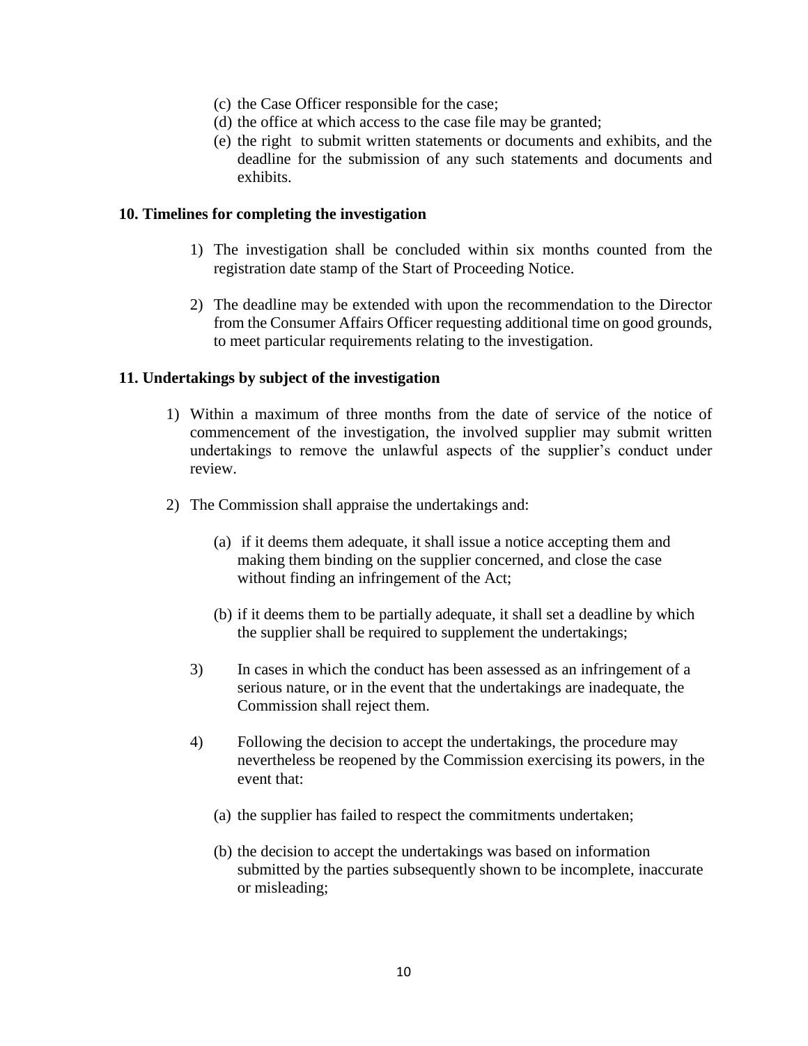(c) the Case Officer responsible for the case;  
(d) the office at which access to the case file may be granted;  
(e) the right to submit written statements or documents and exhibits, and the deadline for the submission of any such statements and documents and exhibits.

**10. Timelines for completing the investigation**

1) The investigation shall be concluded within six months counted from the registration date stamp of the Start of Proceeding Notice.

2) The deadline may be extended with upon the recommendation to the Director from the Consumer Affairs Officer requesting additional time on good grounds, to meet particular requirements relating to the investigation.

**11. Undertakings by subject of the investigation**

1) Within a maximum of three months from the date of service of the notice of commencement of the investigation, the involved supplier may submit written undertakings to remove the unlawful aspects of the supplier's conduct under review.

2) The Commission shall appraise the undertakings and:

   (a) if it deems them adequate, it shall issue a notice accepting them and making them binding on the supplier concerned, and close the case without finding an infringement of the Act;

   (b) if it deems them to be partially adequate, it shall set a deadline by which the supplier shall be required to supplement the undertakings;

3) In cases in which the conduct has been assessed as an infringement of a serious nature, or in the event that the undertakings are inadequate, the Commission shall reject them.

4) Following the decision to accept the undertakings, the procedure may nevertheless be reopened by the Commission exercising its powers, in the event that:

   (a) the supplier has failed to respect the commitments undertaken;

   (b) the decision to accept the undertakings was based on information submitted by the parties subsequently shown to be incomplete, inaccurate or misleading;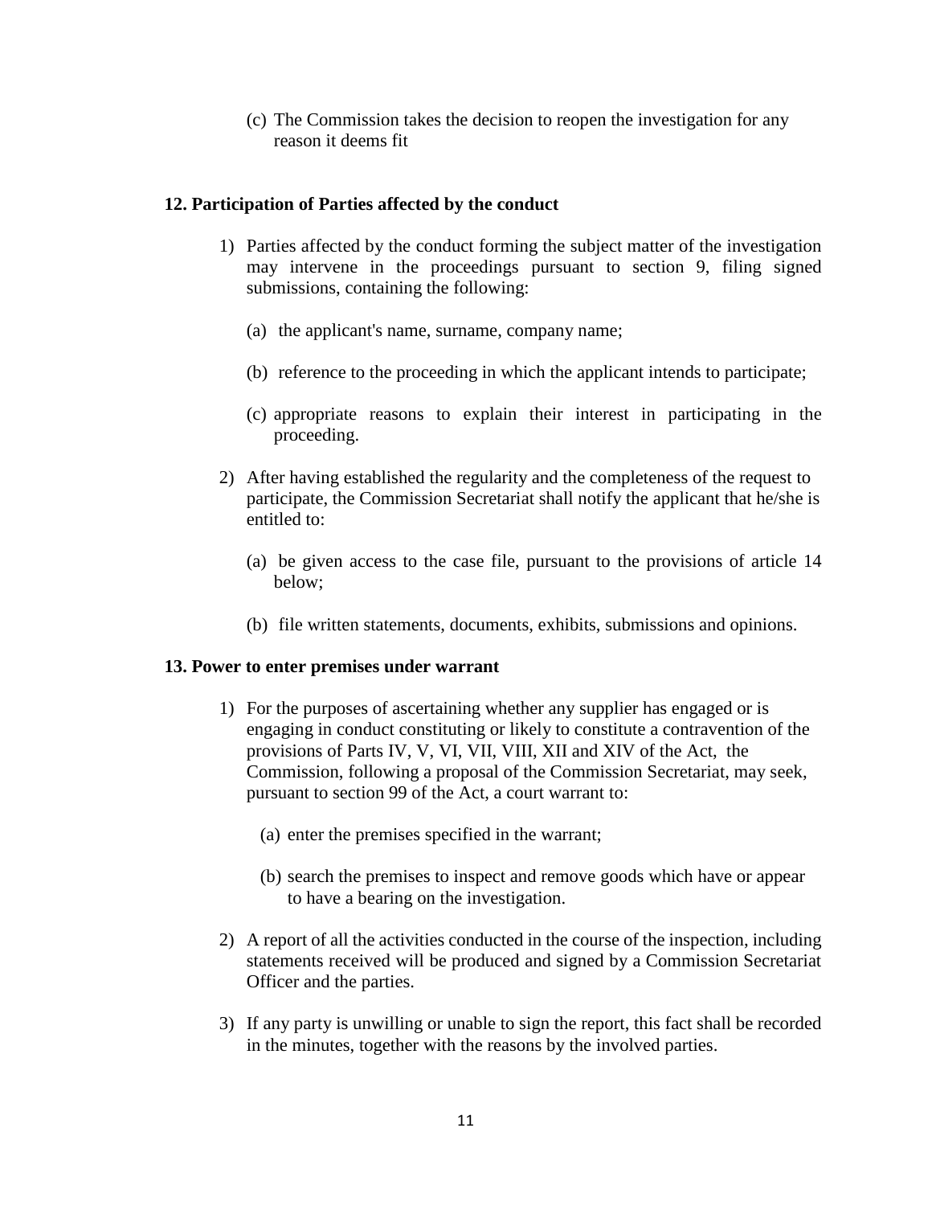(c) The Commission takes the decision to reopen the investigation for any reason it deems fit

**12. Participation of Parties affected by the conduct**

1) Parties affected by the conduct forming the subject matter of the investigation may intervene in the proceedings pursuant to section 9, filing signed submissions, containing the following:

   (a) the applicant's name, surname, company name;

   (b) reference to the proceeding in which the applicant intends to participate;

   (c) appropriate reasons to explain their interest in participating in the proceeding.

2) After having established the regularity and the completeness of the request to participate, the Commission Secretariat shall notify the applicant that he/she is entitled to:

   (a) be given access to the case file, pursuant to the provisions of article 14 below;

   (b) file written statements, documents, exhibits, submissions and opinions.

**13. Power to enter premises under warrant**

1) For the purposes of ascertaining whether any supplier has engaged or is engaging in conduct constituting or likely to constitute a contravention of the provisions of Parts IV, V, VI, VII, VIII, XII and XIV of the Act, the Commission, following a proposal of the Commission Secretariat, may seek, pursuant to section 99 of the Act, a court warrant to:

   (a) enter the premises specified in the warrant;

   (b) search the premises to inspect and remove goods which have or appear to have a bearing on the investigation.

2) A report of all the activities conducted in the course of the inspection, including statements received will be produced and signed by a Commission Secretariat Officer and the parties.

3) If any party is unwilling or unable to sign the report, this fact shall be recorded in the minutes, together with the reasons by the involved parties.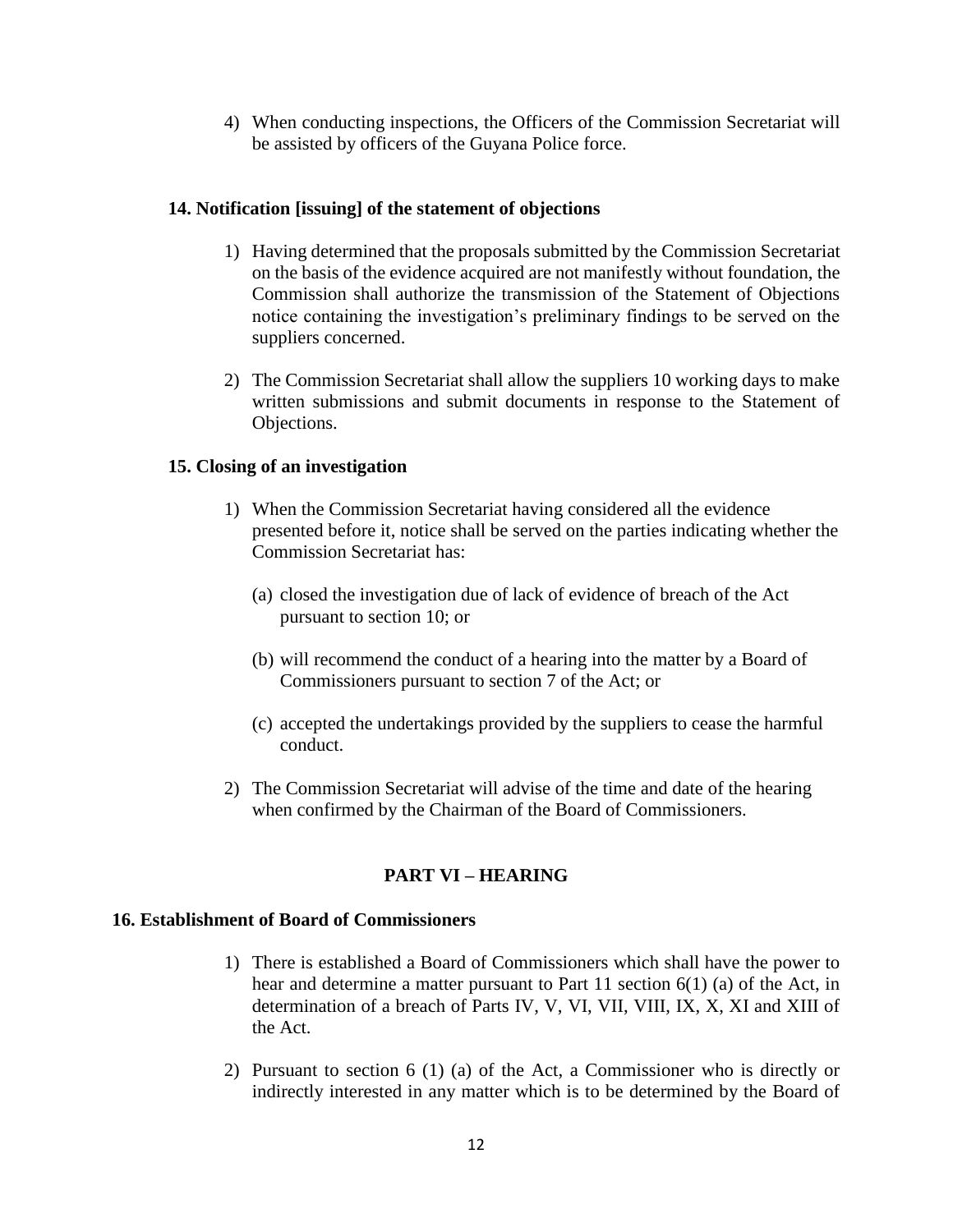4) When conducting inspections, the Officers of the Commission Secretariat will be assisted by officers of the Guyana Police force.

### 14. Notification [issuing] of the statement of objections

1) Having determined that the proposals submitted by the Commission Secretariat on the basis of the evidence acquired are not manifestly without foundation, the Commission shall authorize the transmission of the Statement of Objections notice containing the investigation's preliminary findings to be served on the suppliers concerned.

2) The Commission Secretariat shall allow the suppliers 10 working days to make written submissions and submit documents in response to the Statement of Objections.

### 15. Closing of an investigation

1) When the Commission Secretariat having considered all the evidence presented before it, notice shall be served on the parties indicating whether the Commission Secretariat has:

   (a) closed the investigation due of lack of evidence of breach of the Act pursuant to section 10; or

   (b) will recommend the conduct of a hearing into the matter by a Board of Commissioners pursuant to section 7 of the Act; or

   (c) accepted the undertakings provided by the suppliers to cease the harmful conduct.

2) The Commission Secretariat will advise of the time and date of the hearing when confirmed by the Chairman of the Board of Commissioners.

## PART VI – HEARING

### 16. Establishment of Board of Commissioners

1) There is established a Board of Commissioners which shall have the power to hear and determine a matter pursuant to Part 11 section 6(1) (a) of the Act, in determination of a breach of Parts IV, V, VI, VII, VIII, IX, X, XI and XIII of the Act.

2) Pursuant to section 6 (1) (a) of the Act, a Commissioner who is directly or indirectly interested in any matter which is to be determined by the Board of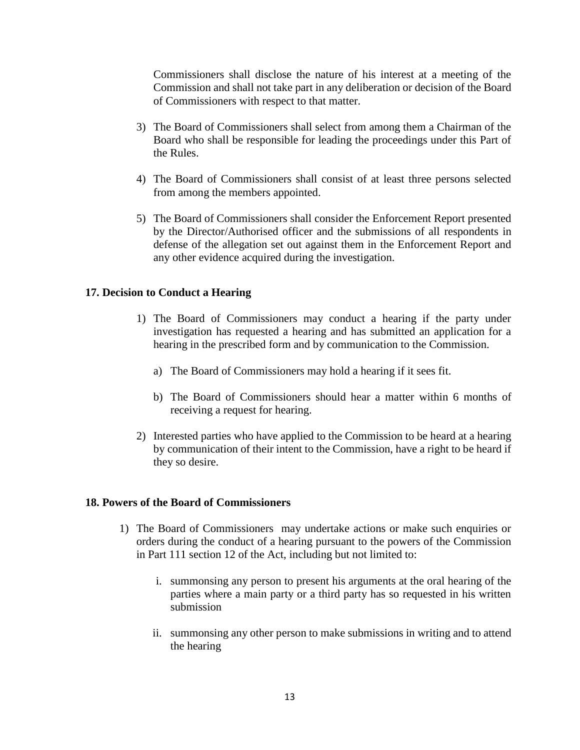Commissioners shall disclose the nature of his interest at a meeting of the Commission and shall not take part in any deliberation or decision of the Board of Commissioners with respect to that matter.

3) The Board of Commissioners shall select from among them a Chairman of the Board who shall be responsible for leading the proceedings under this Part of the Rules.

4) The Board of Commissioners shall consist of at least three persons selected from among the members appointed.

5) The Board of Commissioners shall consider the Enforcement Report presented by the Director/Authorised officer and the submissions of all respondents in defense of the allegation set out against them in the Enforcement Report and any other evidence acquired during the investigation.

**17. Decision to Conduct a Hearing**

1) The Board of Commissioners may conduct a hearing if the party under investigation has requested a hearing and has submitted an application for a hearing in the prescribed form and by communication to the Commission.

   a) The Board of Commissioners may hold a hearing if it sees fit.

   b) The Board of Commissioners should hear a matter within 6 months of receiving a request for hearing.

2) Interested parties who have applied to the Commission to be heard at a hearing by communication of their intent to the Commission, have a right to be heard if they so desire.

**18. Powers of the Board of Commissioners**

1) The Board of Commissioners may undertake actions or make such enquiries or orders during the conduct of a hearing pursuant to the powers of the Commission in Part 111 section 12 of the Act, including but not limited to:

   i. summonsing any person to present his arguments at the oral hearing of the parties where a main party or a third party has so requested in his written submission

   ii. summonsing any other person to make submissions in writing and to attend the hearing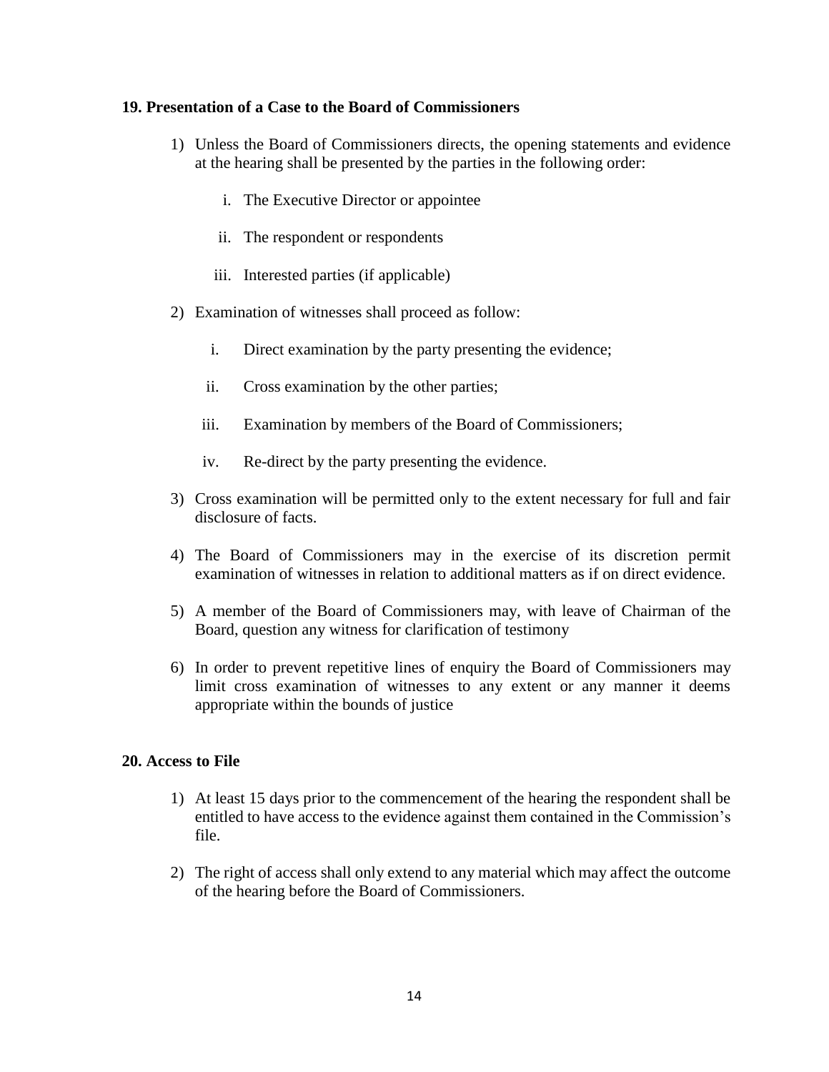### 19. Presentation of a Case to the Board of Commissioners

1) Unless the Board of Commissioners directs, the opening statements and evidence at the hearing shall be presented by the parties in the following order:

    i. The Executive Director or appointee

    ii. The respondent or respondents

    iii. Interested parties (if applicable)

2) Examination of witnesses shall proceed as follow:

    i. Direct examination by the party presenting the evidence;

    ii. Cross examination by the other parties;

    iii. Examination by members of the Board of Commissioners;

    iv. Re-direct by the party presenting the evidence.

3) Cross examination will be permitted only to the extent necessary for full and fair disclosure of facts.

4) The Board of Commissioners may in the exercise of its discretion permit examination of witnesses in relation to additional matters as if on direct evidence.

5) A member of the Board of Commissioners may, with leave of Chairman of the Board, question any witness for clarification of testimony

6) In order to prevent repetitive lines of enquiry the Board of Commissioners may limit cross examination of witnesses to any extent or any manner it deems appropriate within the bounds of justice

### 20. Access to File

1) At least 15 days prior to the commencement of the hearing the respondent shall be entitled to have access to the evidence against them contained in the Commission's file.

2) The right of access shall only extend to any material which may affect the outcome of the hearing before the Board of Commissioners.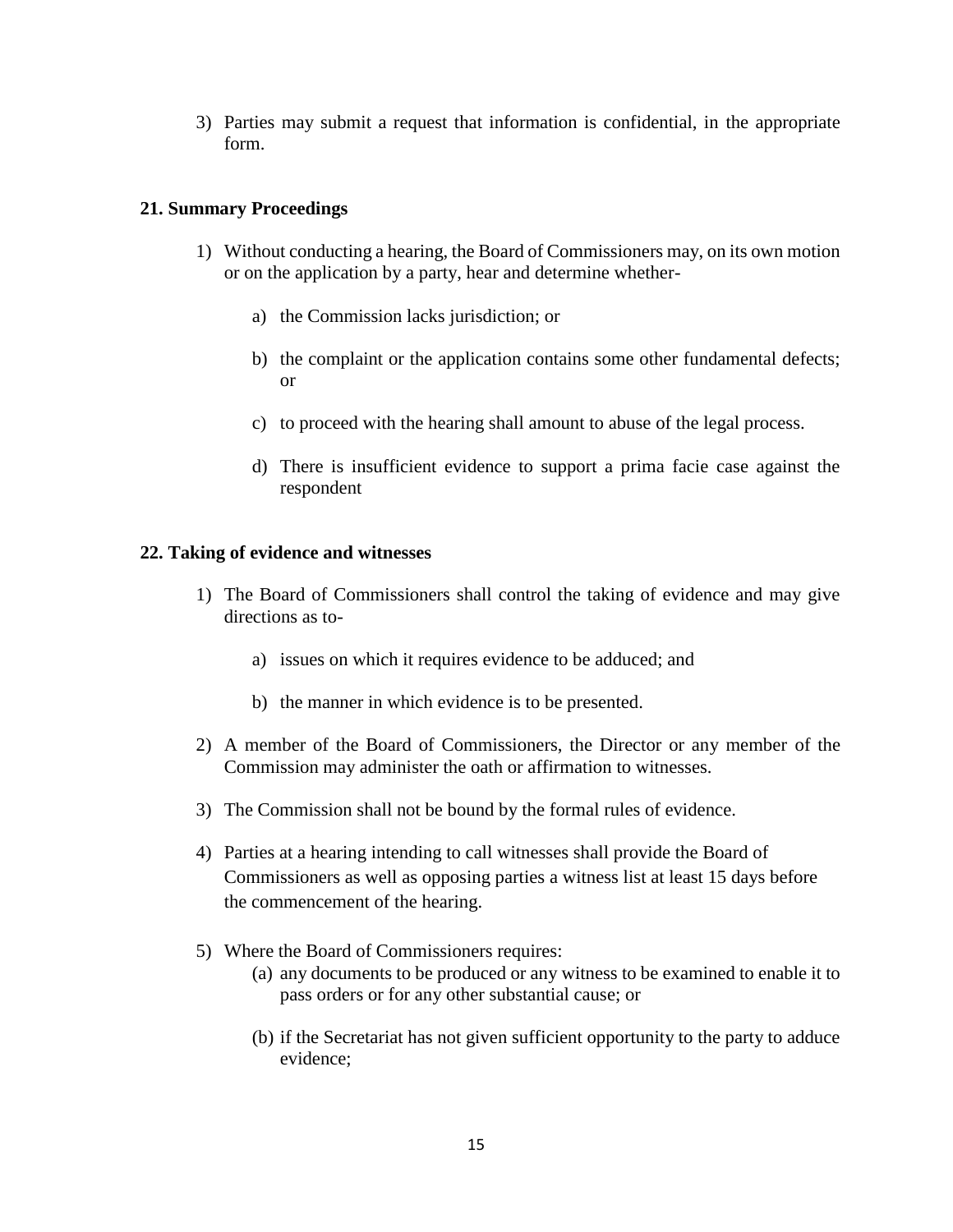3) Parties may submit a request that information is confidential, in the appropriate form.

### 21. Summary Proceedings

1) Without conducting a hearing, the Board of Commissioners may, on its own motion or on the application by a party, hear and determine whether-

    a) the Commission lacks jurisdiction; or

    b) the complaint or the application contains some other fundamental defects; or

    c) to proceed with the hearing shall amount to abuse of the legal process.

    d) There is insufficient evidence to support a prima facie case against the respondent

### 22. Taking of evidence and witnesses

1) The Board of Commissioners shall control the taking of evidence and may give directions as to-

    a) issues on which it requires evidence to be adduced; and

    b) the manner in which evidence is to be presented.

2) A member of the Board of Commissioners, the Director or any member of the Commission may administer the oath or affirmation to witnesses.

3) The Commission shall not be bound by the formal rules of evidence.

4) Parties at a hearing intending to call witnesses shall provide the Board of Commissioners as well as opposing parties a witness list at least 15 days before the commencement of the hearing.

5) Where the Board of Commissioners requires:

    (a) any documents to be produced or any witness to be examined to enable it to pass orders or for any other substantial cause; or

    (b) if the Secretariat has not given sufficient opportunity to the party to adduce evidence;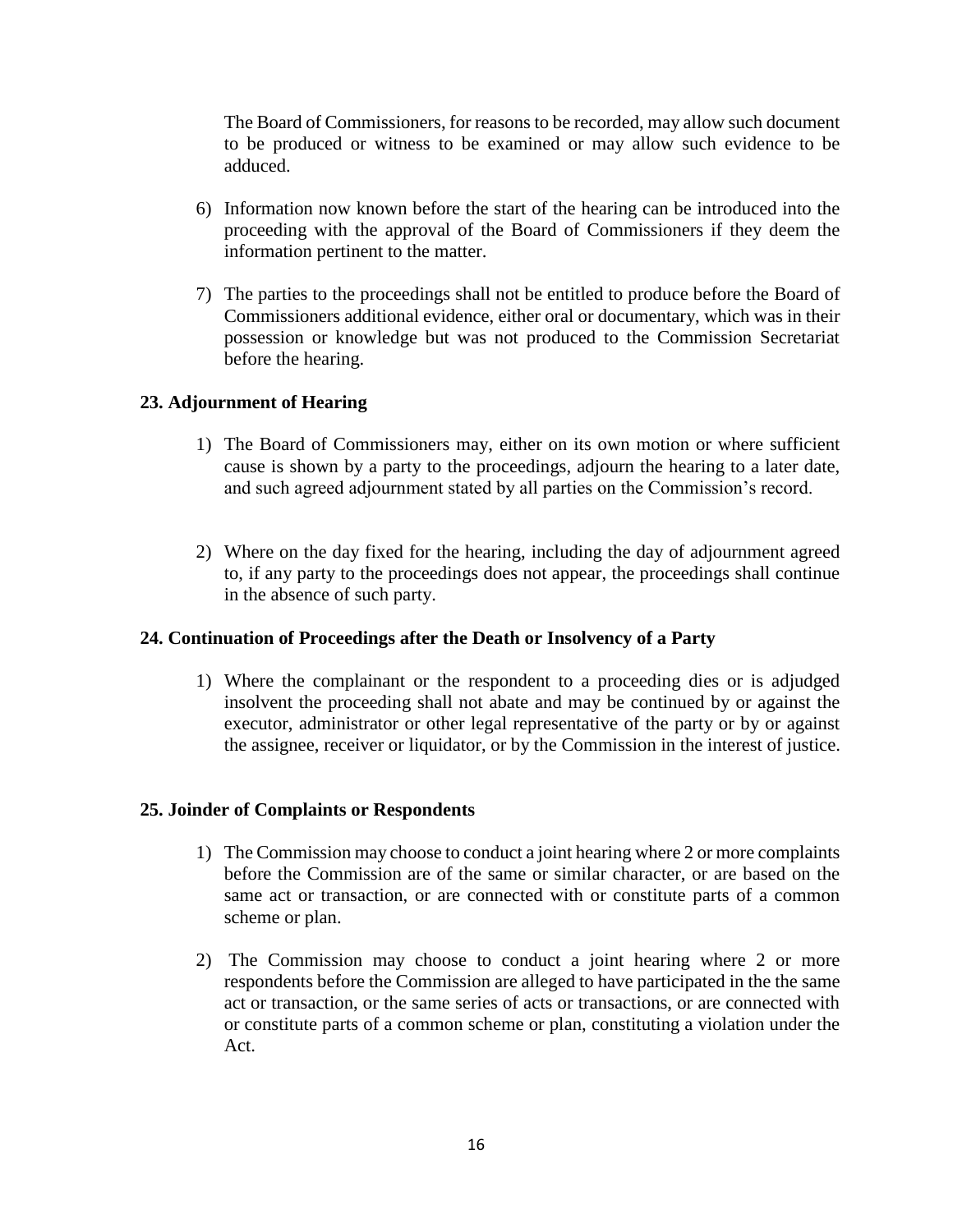The Board of Commissioners, for reasons to be recorded, may allow such document to be produced or witness to be examined or may allow such evidence to be adduced.

6) Information now known before the start of the hearing can be introduced into the proceeding with the approval of the Board of Commissioners if they deem the information pertinent to the matter.

7) The parties to the proceedings shall not be entitled to produce before the Board of Commissioners additional evidence, either oral or documentary, which was in their possession or knowledge but was not produced to the Commission Secretariat before the hearing.

### 23. Adjournment of Hearing

1) The Board of Commissioners may, either on its own motion or where sufficient cause is shown by a party to the proceedings, adjourn the hearing to a later date, and such agreed adjournment stated by all parties on the Commission's record.

2) Where on the day fixed for the hearing, including the day of adjournment agreed to, if any party to the proceedings does not appear, the proceedings shall continue in the absence of such party.

### 24. Continuation of Proceedings after the Death or Insolvency of a Party

1) Where the complainant or the respondent to a proceeding dies or is adjudged insolvent the proceeding shall not abate and may be continued by or against the executor, administrator or other legal representative of the party or by or against the assignee, receiver or liquidator, or by the Commission in the interest of justice.

### 25. Joinder of Complaints or Respondents

1) The Commission may choose to conduct a joint hearing where 2 or more complaints before the Commission are of the same or similar character, or are based on the same act or transaction, or are connected with or constitute parts of a common scheme or plan.

2) The Commission may choose to conduct a joint hearing where 2 or more respondents before the Commission are alleged to have participated in the the same act or transaction, or the same series of acts or transactions, or are connected with or constitute parts of a common scheme or plan, constituting a violation under the Act.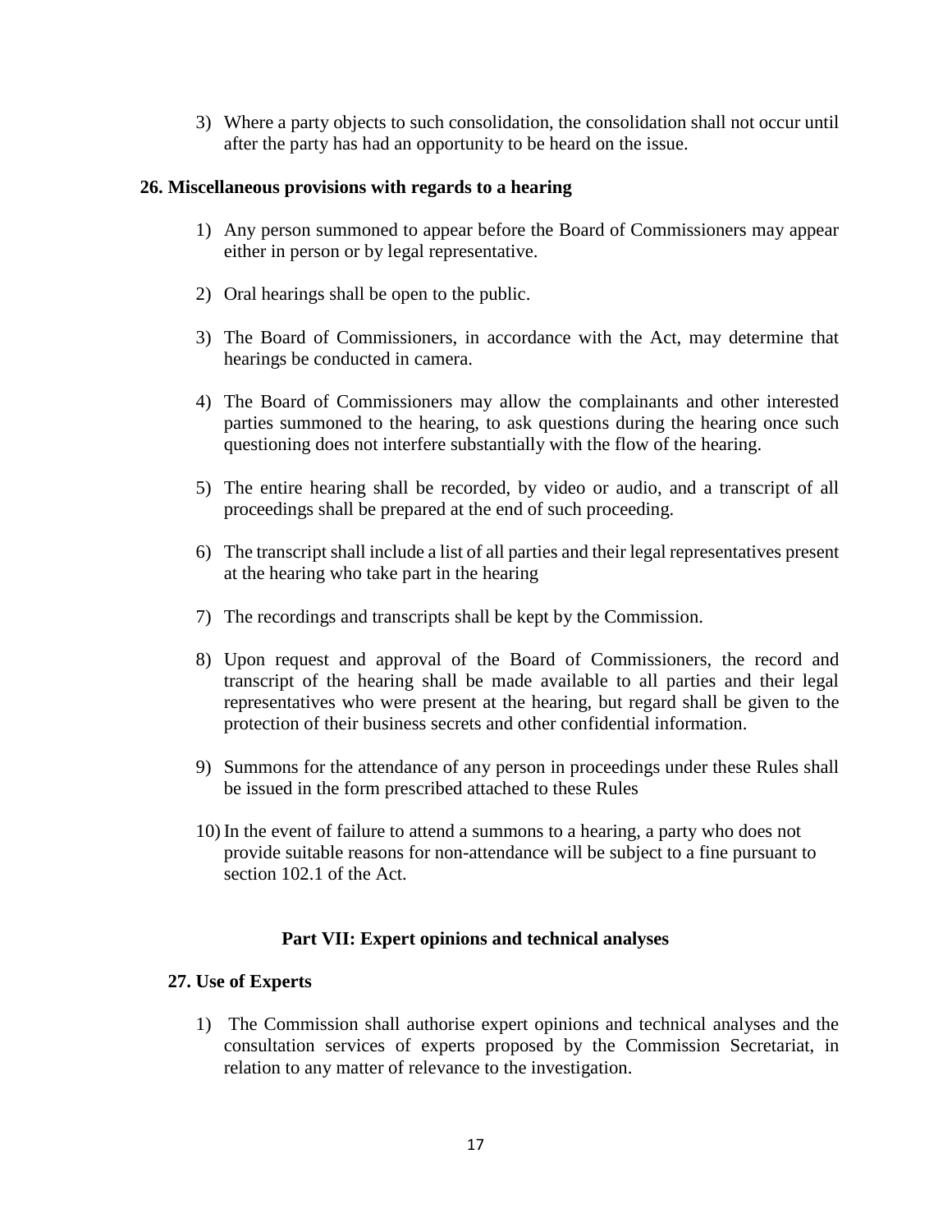3) Where a party objects to such consolidation, the consolidation shall not occur until after the party has had an opportunity to be heard on the issue.

**26. Miscellaneous provisions with regards to a hearing**

1) Any person summoned to appear before the Board of Commissioners may appear either in person or by legal representative.

2) Oral hearings shall be open to the public.

3) The Board of Commissioners, in accordance with the Act, may determine that hearings be conducted in camera.

4) The Board of Commissioners may allow the complainants and other interested parties summoned to the hearing, to ask questions during the hearing once such questioning does not interfere substantially with the flow of the hearing.

5) The entire hearing shall be recorded, by video or audio, and a transcript of all proceedings shall be prepared at the end of such proceeding.

6) The transcript shall include a list of all parties and their legal representatives present at the hearing who take part in the hearing

7) The recordings and transcripts shall be kept by the Commission.

8) Upon request and approval of the Board of Commissioners, the record and transcript of the hearing shall be made available to all parties and their legal representatives who were present at the hearing, but regard shall be given to the protection of their business secrets and other confidential information.

9) Summons for the attendance of any person in proceedings under these Rules shall be issued in the form prescribed attached to these Rules

10) In the event of failure to attend a summons to a hearing, a party who does not provide suitable reasons for non-attendance will be subject to a fine pursuant to section 102.1 of the Act.

## Part VII: Expert opinions and technical analyses

**27. Use of Experts**

1) The Commission shall authorise expert opinions and technical analyses and the consultation services of experts proposed by the Commission Secretariat, in relation to any matter of relevance to the investigation.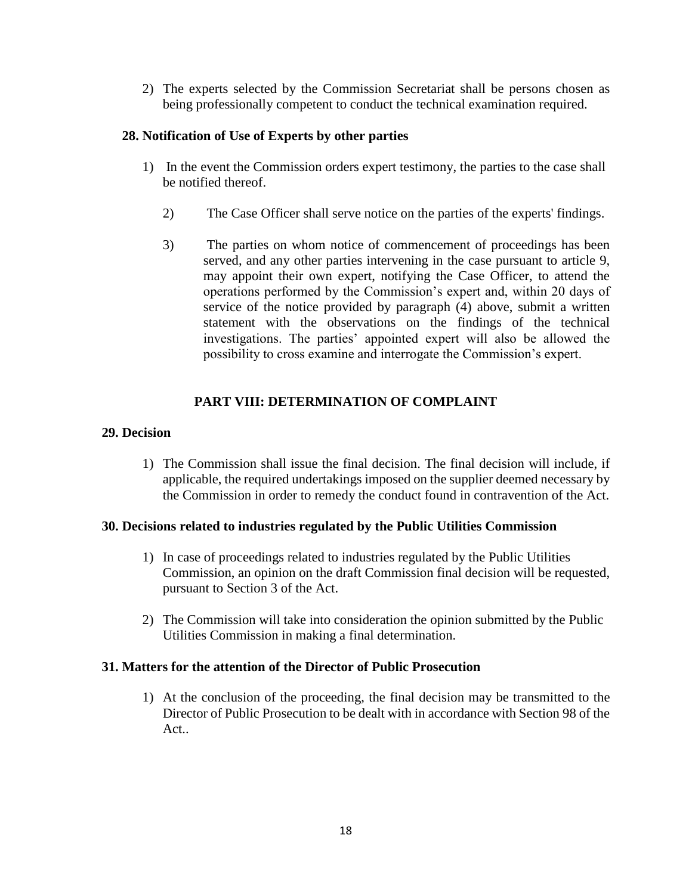2) The experts selected by the Commission Secretariat shall be persons chosen as being professionally competent to conduct the technical examination required.

### 28. Notification of Use of Experts by other parties

1) In the event the Commission orders expert testimony, the parties to the case shall be notified thereof.

2) The Case Officer shall serve notice on the parties of the experts' findings.

3) The parties on whom notice of commencement of proceedings has been served, and any other parties intervening in the case pursuant to article 9, may appoint their own expert, notifying the Case Officer, to attend the operations performed by the Commission's expert and, within 20 days of service of the notice provided by paragraph (4) above, submit a written statement with the observations on the findings of the technical investigations. The parties' appointed expert will also be allowed the possibility to cross examine and interrogate the Commission's expert.

## PART VIII: DETERMINATION OF COMPLAINT

### 29. Decision

1) The Commission shall issue the final decision. The final decision will include, if applicable, the required undertakings imposed on the supplier deemed necessary by the Commission in order to remedy the conduct found in contravention of the Act.

### 30. Decisions related to industries regulated by the Public Utilities Commission

1) In case of proceedings related to industries regulated by the Public Utilities Commission, an opinion on the draft Commission final decision will be requested, pursuant to Section 3 of the Act.

2) The Commission will take into consideration the opinion submitted by the Public Utilities Commission in making a final determination.

### 31. Matters for the attention of the Director of Public Prosecution

1) At the conclusion of the proceeding, the final decision may be transmitted to the Director of Public Prosecution to be dealt with in accordance with Section 98 of the Act..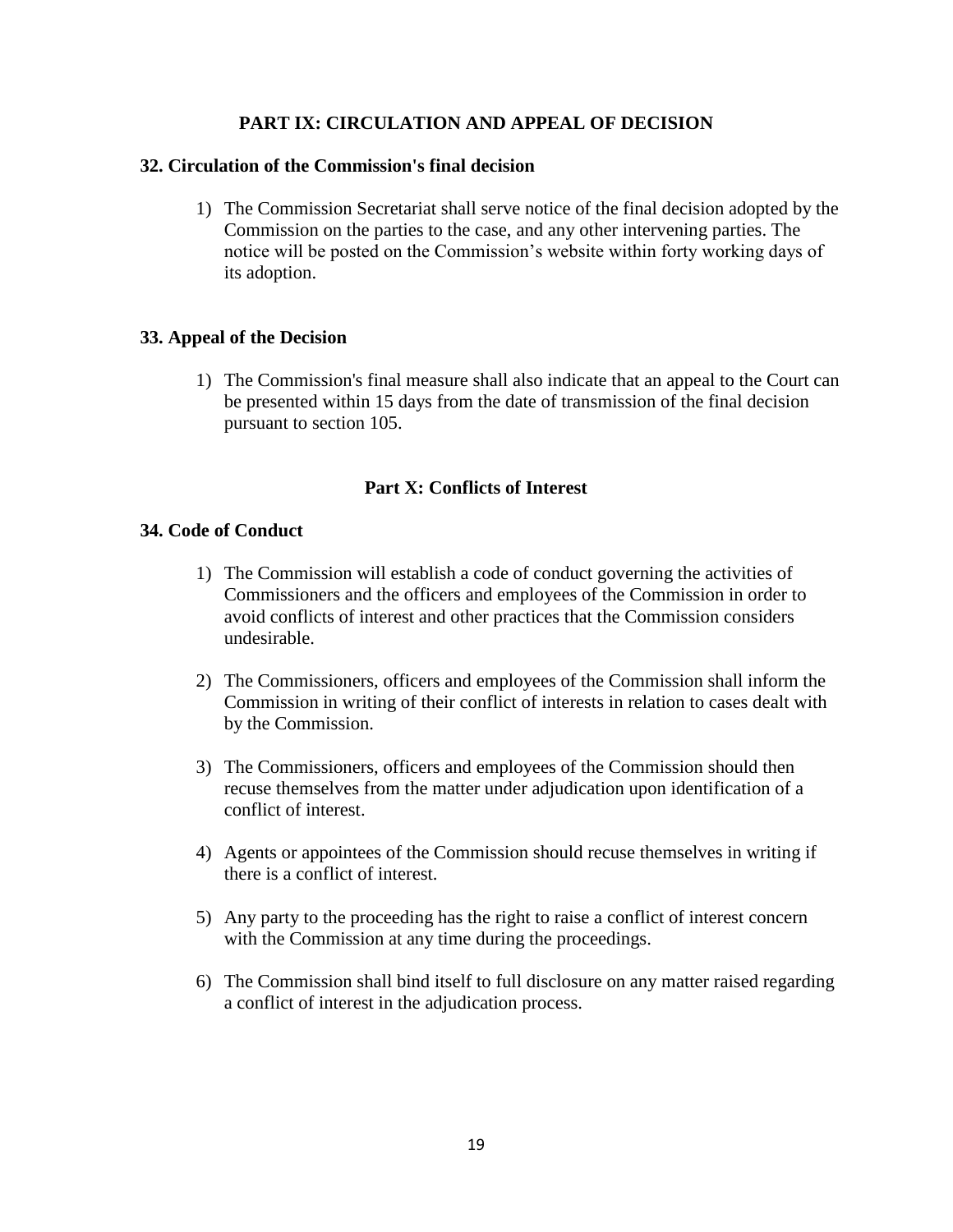## PART IX: CIRCULATION AND APPEAL OF DECISION

### 32. Circulation of the Commission's final decision

1) The Commission Secretariat shall serve notice of the final decision adopted by the Commission on the parties to the case, and any other intervening parties. The notice will be posted on the Commission's website within forty working days of its adoption.

### 33. Appeal of the Decision

1) The Commission's final measure shall also indicate that an appeal to the Court can be presented within 15 days from the date of transmission of the final decision pursuant to section 105.

## Part X: Conflicts of Interest

### 34. Code of Conduct

1) The Commission will establish a code of conduct governing the activities of Commissioners and the officers and employees of the Commission in order to avoid conflicts of interest and other practices that the Commission considers undesirable.

2) The Commissioners, officers and employees of the Commission shall inform the Commission in writing of their conflict of interests in relation to cases dealt with by the Commission.

3) The Commissioners, officers and employees of the Commission should then recuse themselves from the matter under adjudication upon identification of a conflict of interest.

4) Agents or appointees of the Commission should recuse themselves in writing if there is a conflict of interest.

5) Any party to the proceeding has the right to raise a conflict of interest concern with the Commission at any time during the proceedings.

6) The Commission shall bind itself to full disclosure on any matter raised regarding a conflict of interest in the adjudication process.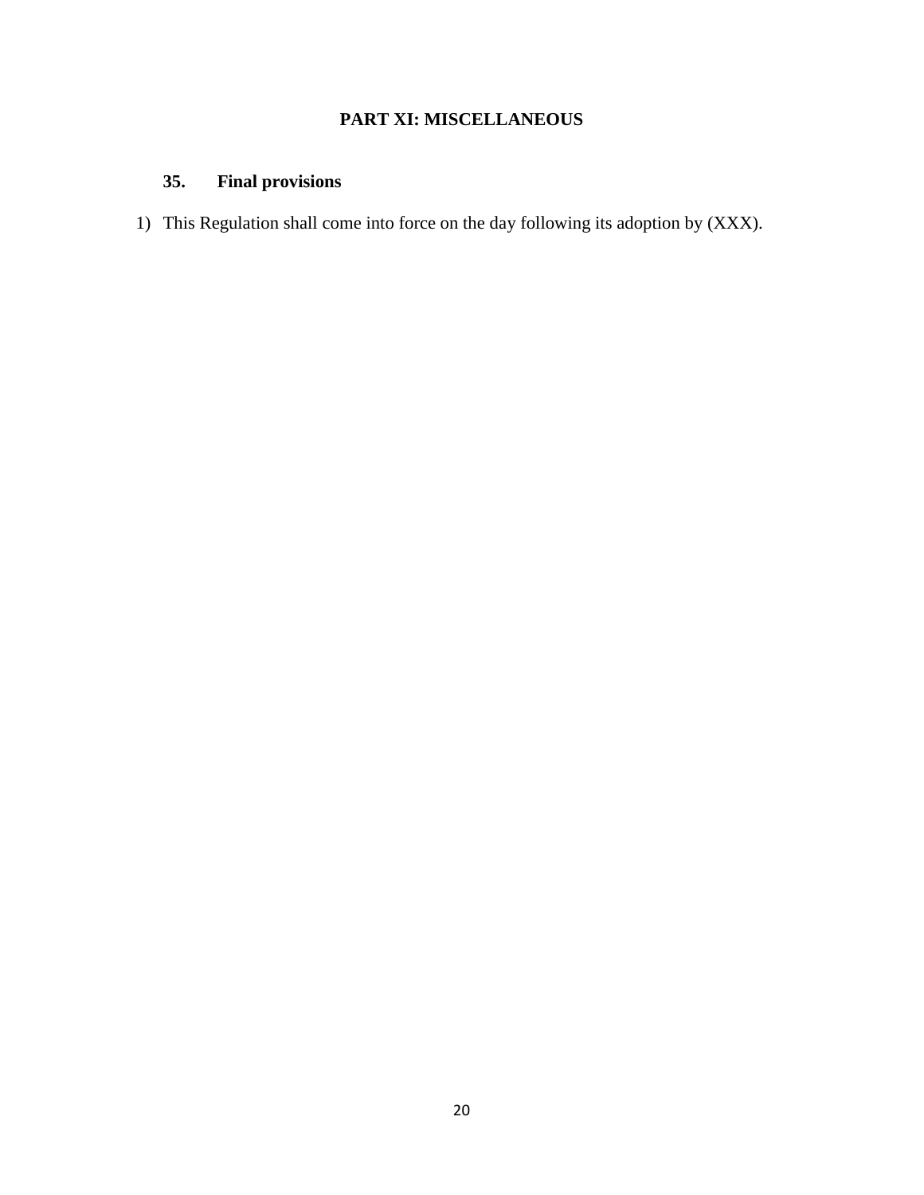# PART XI: MISCELLANEOUS

## 35. Final provisions

1) This Regulation shall come into force on the day following its adoption by (XXX).